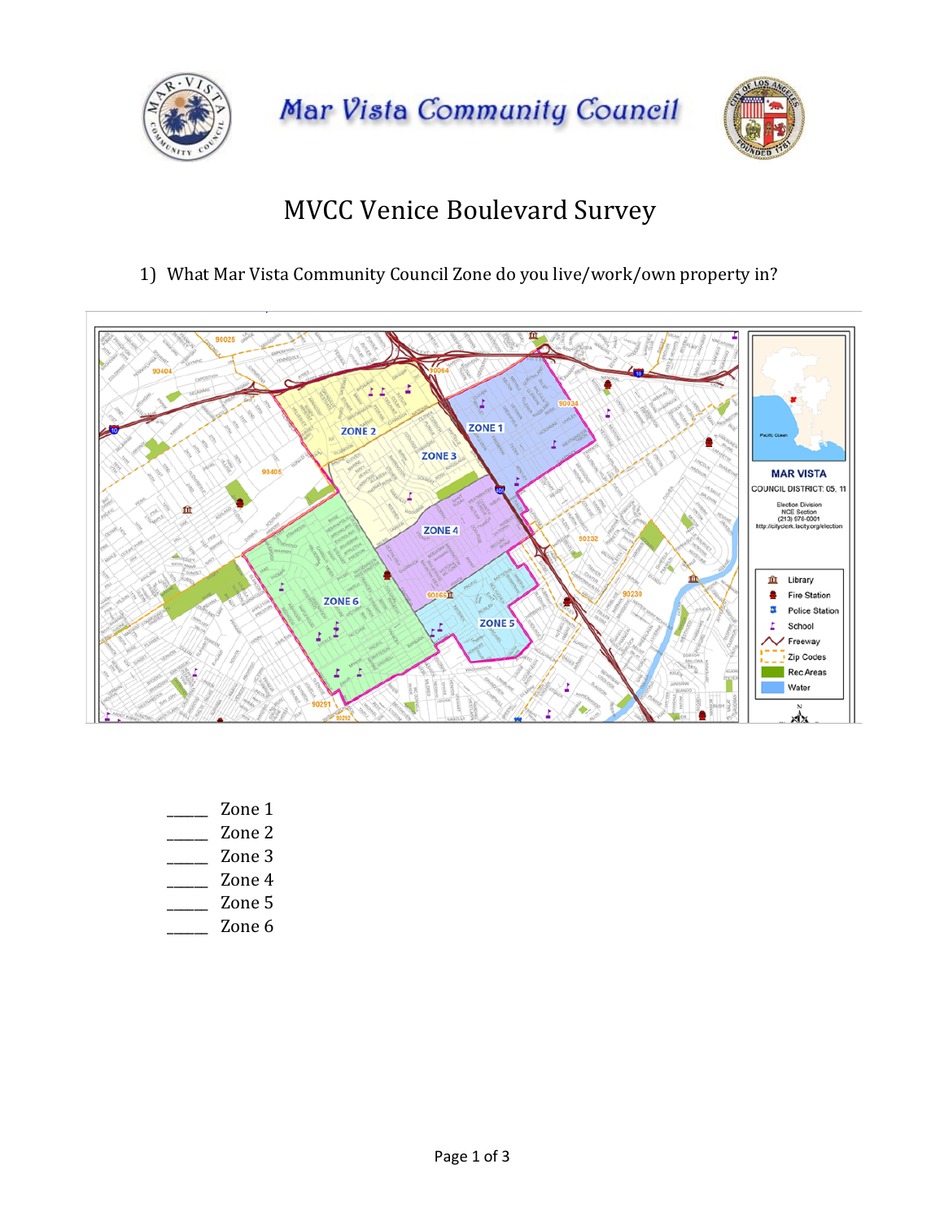# Mar Vista Community Council

## MVCC Venice Boulevard Survey

1) What Mar Vista Community Council Zone do you live/work/own property in?

_____ Zone 1
_____ Zone 2
_____ Zone 3
_____ Zone 4
_____ Zone 5
_____ Zone 6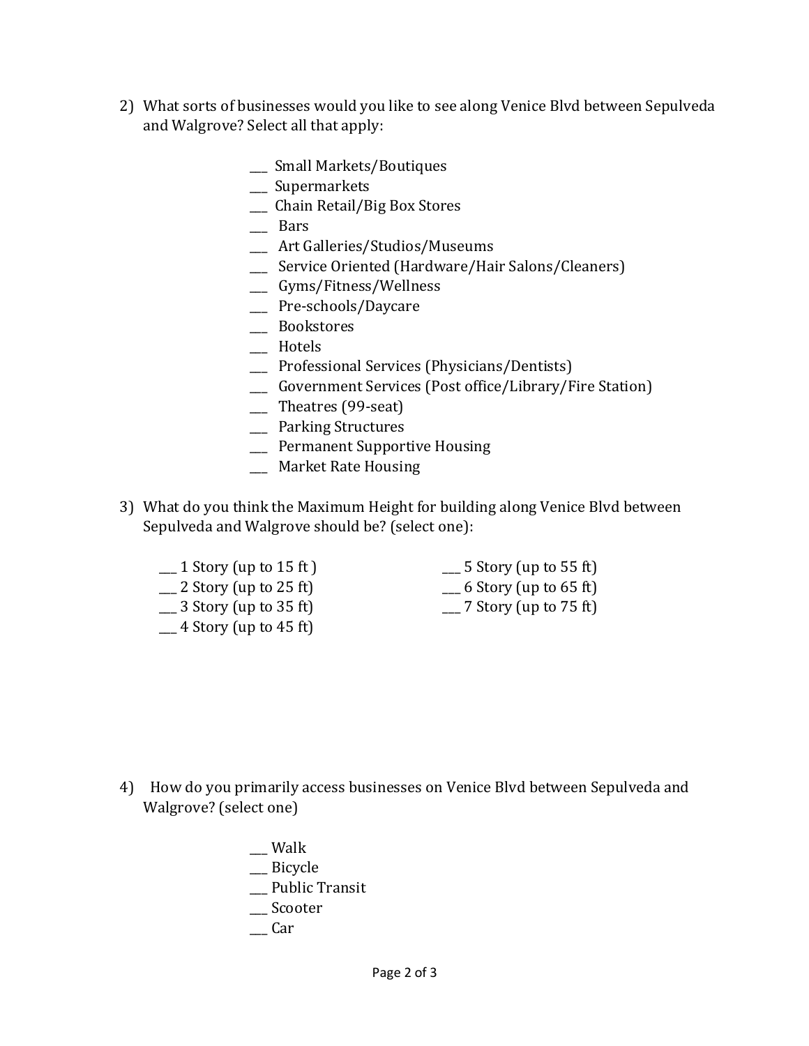2) What sorts of businesses would you like to see along Venice Blvd between Sepulveda and Walgrove? Select all that apply:

- ___ Small Markets/Boutiques
- ___ Supermarkets
- ___ Chain Retail/Big Box Stores
- ___ Bars
- ___ Art Galleries/Studios/Museums
- ___ Service Oriented (Hardware/Hair Salons/Cleaners)
- ___ Gyms/Fitness/Wellness
- ___ Pre-schools/Daycare
- ___ Bookstores
- ___ Hotels
- ___ Professional Services (Physicians/Dentists)
- ___ Government Services (Post office/Library/Fire Station)
- ___ Theatres (99-seat)
- ___ Parking Structures
- ___ Permanent Supportive Housing
- ___ Market Rate Housing

3) What do you think the Maximum Height for building along Venice Blvd between Sepulveda and Walgrove should be? (select one):

- ___ 1 Story (up to 15 ft )
- ___ 2 Story (up to 25 ft)
- ___ 3 Story (up to 35 ft)
- ___ 4 Story (up to 45 ft)
- ___ 5 Story (up to 55 ft)
- ___ 6 Story (up to 65 ft)
- ___ 7 Story (up to 75 ft)

4) How do you primarily access businesses on Venice Blvd between Sepulveda and Walgrove? (select one)

- ___ Walk
- ___ Bicycle
- ___ Public Transit
- ___ Scooter
- ___ Car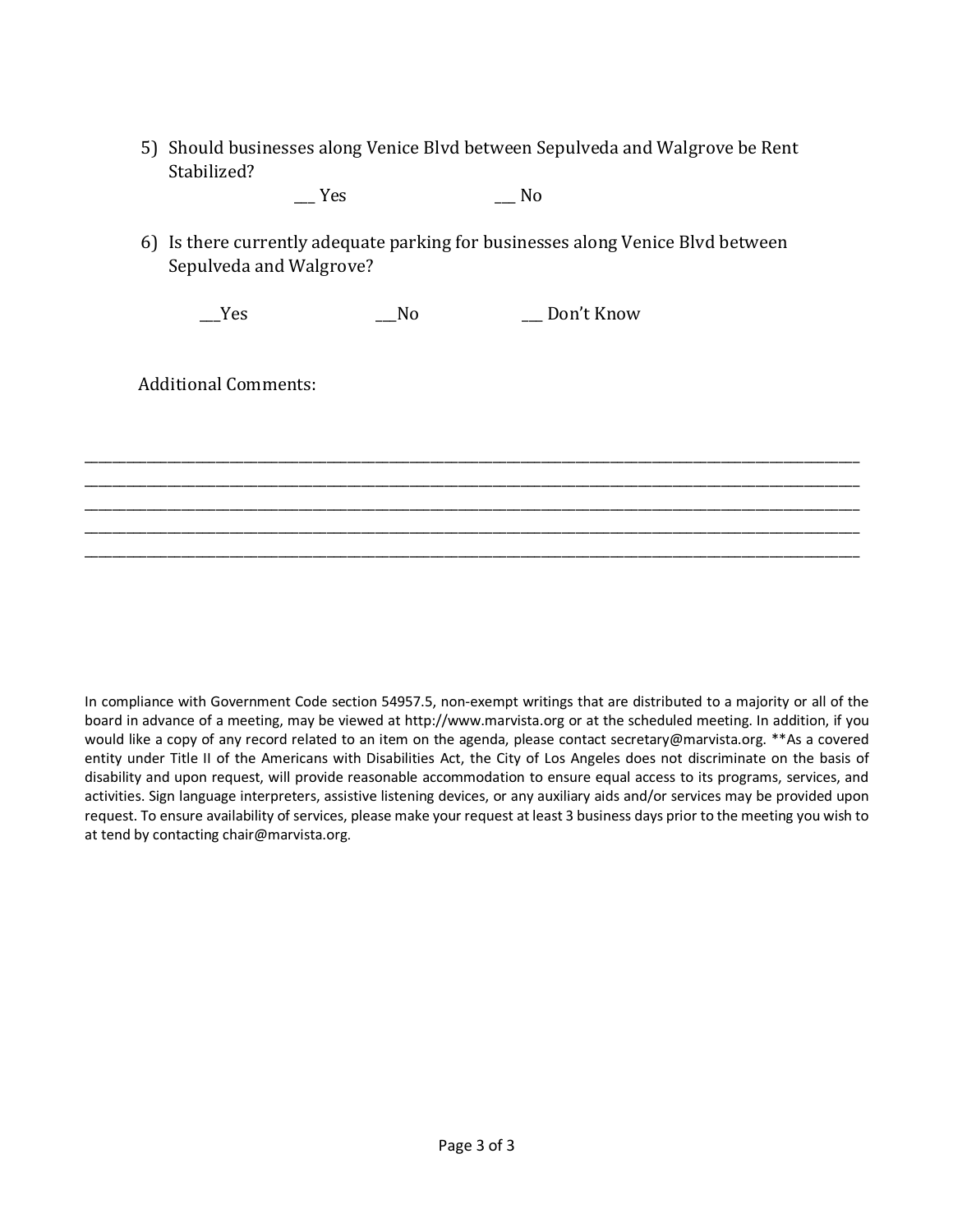5) Should businesses along Venice Blvd between Sepulveda and Walgrove be Rent Stabilized?

   ___ Yes ___ No

6) Is there currently adequate parking for businesses along Venice Blvd between Sepulveda and Walgrove?

   ___Yes ___No ___ Don't Know

Additional Comments:

______________________________________________________________________________________________________
______________________________________________________________________________________________________
______________________________________________________________________________________________________
______________________________________________________________________________________________________
______________________________________________________________________________________________________

In compliance with Government Code section 54957.5, non-exempt writings that are distributed to a majority or all of the board in advance of a meeting, may be viewed at http://www.marvista.org or at the scheduled meeting. In addition, if you would like a copy of any record related to an item on the agenda, please contact secretary@marvista.org. **As a covered entity under Title II of the Americans with Disabilities Act, the City of Los Angeles does not discriminate on the basis of disability and upon request, will provide reasonable accommodation to ensure equal access to its programs, services, and activities. Sign language interpreters, assistive listening devices, or any auxiliary aids and/or services may be provided upon request. To ensure availability of services, please make your request at least 3 business days prior to the meeting you wish to at tend by contacting chair@marvista.org.